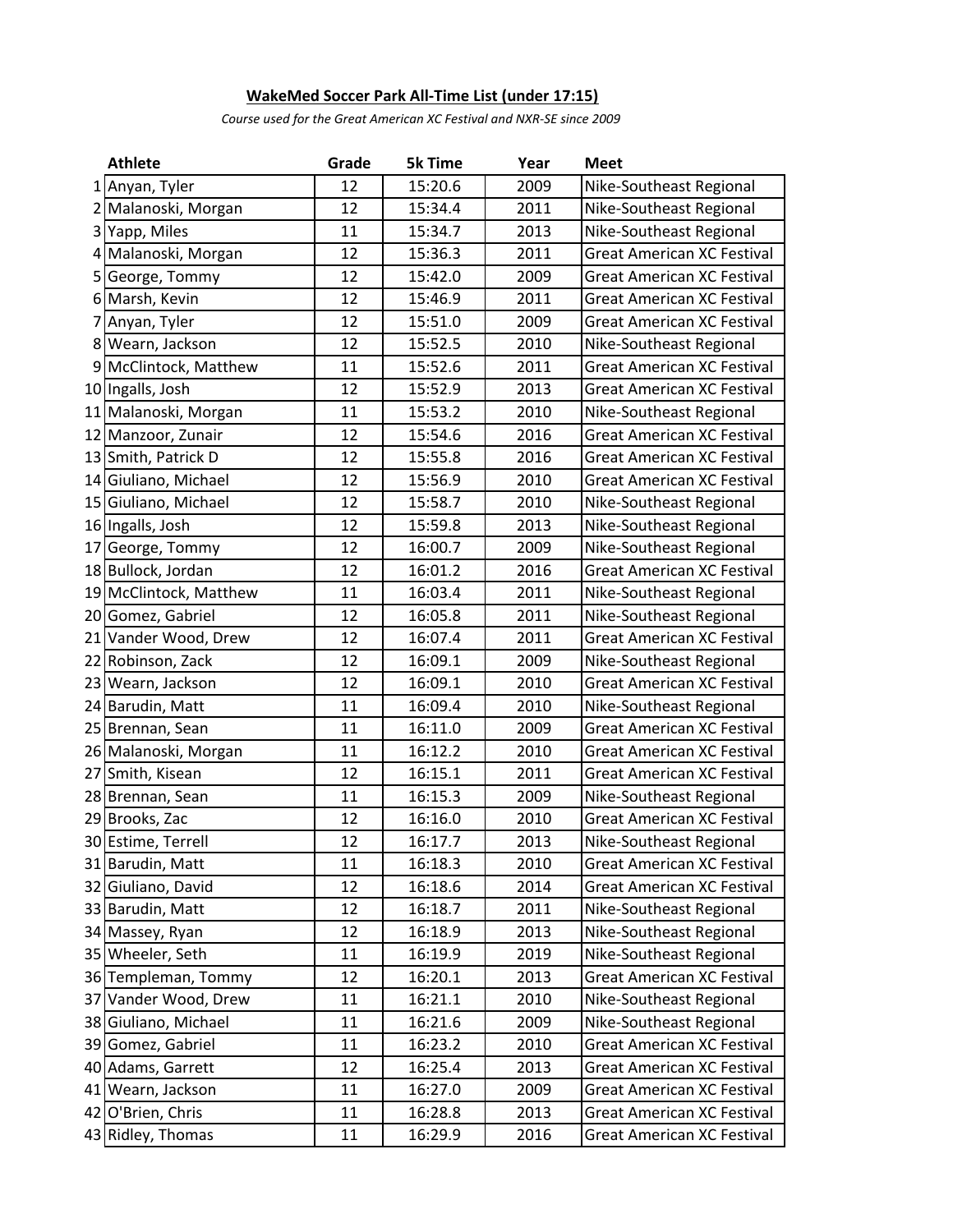**WakeMed Soccer Park All-Time List (under 17:15)**

*Course used for the Great American XC Festival and NXR-SE since 2009*

| | Athlete | Grade | 5k Time | Year | Meet |
|---|---|---|---|---|---|
| 1 | Anyan, Tyler | 12 | 15:20.6 | 2009 | Nike-Southeast Regional |
| 2 | Malanoski, Morgan | 12 | 15:34.4 | 2011 | Nike-Southeast Regional |
| 3 | Yapp, Miles | 11 | 15:34.7 | 2013 | Nike-Southeast Regional |
| 4 | Malanoski, Morgan | 12 | 15:36.3 | 2011 | Great American XC Festival |
| 5 | George, Tommy | 12 | 15:42.0 | 2009 | Great American XC Festival |
| 6 | Marsh, Kevin | 12 | 15:46.9 | 2011 | Great American XC Festival |
| 7 | Anyan, Tyler | 12 | 15:51.0 | 2009 | Great American XC Festival |
| 8 | Wearn, Jackson | 12 | 15:52.5 | 2010 | Nike-Southeast Regional |
| 9 | McClintock, Matthew | 11 | 15:52.6 | 2011 | Great American XC Festival |
| 10 | Ingalls, Josh | 12 | 15:52.9 | 2013 | Great American XC Festival |
| 11 | Malanoski, Morgan | 11 | 15:53.2 | 2010 | Nike-Southeast Regional |
| 12 | Manzoor, Zunair | 12 | 15:54.6 | 2016 | Great American XC Festival |
| 13 | Smith, Patrick D | 12 | 15:55.8 | 2016 | Great American XC Festival |
| 14 | Giuliano, Michael | 12 | 15:56.9 | 2010 | Great American XC Festival |
| 15 | Giuliano, Michael | 12 | 15:58.7 | 2010 | Nike-Southeast Regional |
| 16 | Ingalls, Josh | 12 | 15:59.8 | 2013 | Nike-Southeast Regional |
| 17 | George, Tommy | 12 | 16:00.7 | 2009 | Nike-Southeast Regional |
| 18 | Bullock, Jordan | 12 | 16:01.2 | 2016 | Great American XC Festival |
| 19 | McClintock, Matthew | 11 | 16:03.4 | 2011 | Nike-Southeast Regional |
| 20 | Gomez, Gabriel | 12 | 16:05.8 | 2011 | Nike-Southeast Regional |
| 21 | Vander Wood, Drew | 12 | 16:07.4 | 2011 | Great American XC Festival |
| 22 | Robinson, Zack | 12 | 16:09.1 | 2009 | Nike-Southeast Regional |
| 23 | Wearn, Jackson | 12 | 16:09.1 | 2010 | Great American XC Festival |
| 24 | Barudin, Matt | 11 | 16:09.4 | 2010 | Nike-Southeast Regional |
| 25 | Brennan, Sean | 11 | 16:11.0 | 2009 | Great American XC Festival |
| 26 | Malanoski, Morgan | 11 | 16:12.2 | 2010 | Great American XC Festival |
| 27 | Smith, Kisean | 12 | 16:15.1 | 2011 | Great American XC Festival |
| 28 | Brennan, Sean | 11 | 16:15.3 | 2009 | Nike-Southeast Regional |
| 29 | Brooks, Zac | 12 | 16:16.0 | 2010 | Great American XC Festival |
| 30 | Estime, Terrell | 12 | 16:17.7 | 2013 | Nike-Southeast Regional |
| 31 | Barudin, Matt | 11 | 16:18.3 | 2010 | Great American XC Festival |
| 32 | Giuliano, David | 12 | 16:18.6 | 2014 | Great American XC Festival |
| 33 | Barudin, Matt | 12 | 16:18.7 | 2011 | Nike-Southeast Regional |
| 34 | Massey, Ryan | 12 | 16:18.9 | 2013 | Nike-Southeast Regional |
| 35 | Wheeler, Seth | 11 | 16:19.9 | 2019 | Nike-Southeast Regional |
| 36 | Templeman, Tommy | 12 | 16:20.1 | 2013 | Great American XC Festival |
| 37 | Vander Wood, Drew | 11 | 16:21.1 | 2010 | Nike-Southeast Regional |
| 38 | Giuliano, Michael | 11 | 16:21.6 | 2009 | Nike-Southeast Regional |
| 39 | Gomez, Gabriel | 11 | 16:23.2 | 2010 | Great American XC Festival |
| 40 | Adams, Garrett | 12 | 16:25.4 | 2013 | Great American XC Festival |
| 41 | Wearn, Jackson | 11 | 16:27.0 | 2009 | Great American XC Festival |
| 42 | O'Brien, Chris | 11 | 16:28.8 | 2013 | Great American XC Festival |
| 43 | Ridley, Thomas | 11 | 16:29.9 | 2016 | Great American XC Festival |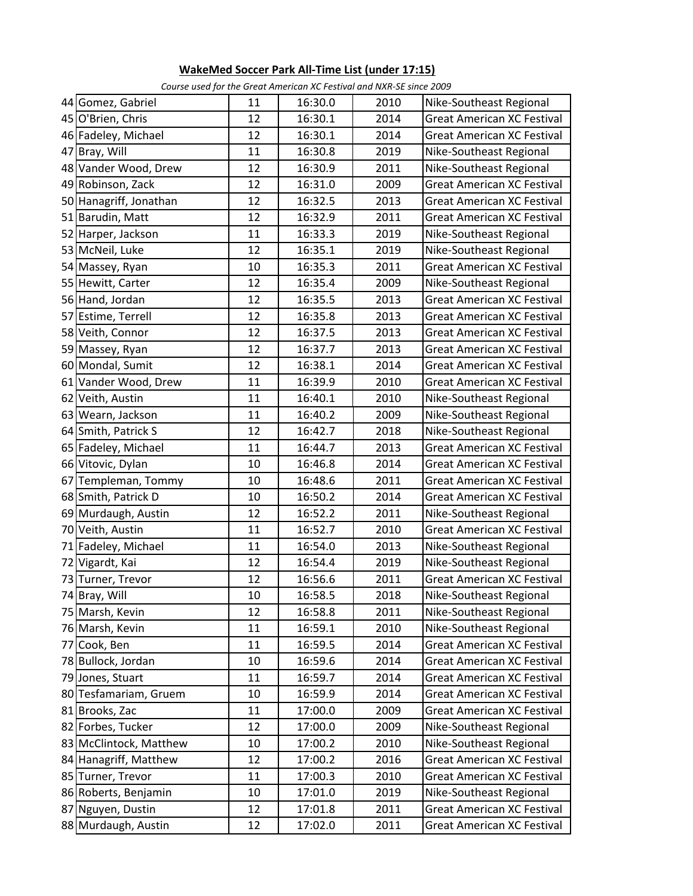**WakeMed Soccer Park All-Time List (under 17:15)**

*Course used for the Great American XC Festival and NXR-SE since 2009*

| | | | | | |
|---|---|---|---|---|---|
| 44 | Gomez, Gabriel | 11 | 16:30.0 | 2010 | Nike-Southeast Regional |
| 45 | O'Brien, Chris | 12 | 16:30.1 | 2014 | Great American XC Festival |
| 46 | Fadeley, Michael | 12 | 16:30.1 | 2014 | Great American XC Festival |
| 47 | Bray, Will | 11 | 16:30.8 | 2019 | Nike-Southeast Regional |
| 48 | Vander Wood, Drew | 12 | 16:30.9 | 2011 | Nike-Southeast Regional |
| 49 | Robinson, Zack | 12 | 16:31.0 | 2009 | Great American XC Festival |
| 50 | Hanagriff, Jonathan | 12 | 16:32.5 | 2013 | Great American XC Festival |
| 51 | Barudin, Matt | 12 | 16:32.9 | 2011 | Great American XC Festival |
| 52 | Harper, Jackson | 11 | 16:33.3 | 2019 | Nike-Southeast Regional |
| 53 | McNeil, Luke | 12 | 16:35.1 | 2019 | Nike-Southeast Regional |
| 54 | Massey, Ryan | 10 | 16:35.3 | 2011 | Great American XC Festival |
| 55 | Hewitt, Carter | 12 | 16:35.4 | 2009 | Nike-Southeast Regional |
| 56 | Hand, Jordan | 12 | 16:35.5 | 2013 | Great American XC Festival |
| 57 | Estime, Terrell | 12 | 16:35.8 | 2013 | Great American XC Festival |
| 58 | Veith, Connor | 12 | 16:37.5 | 2013 | Great American XC Festival |
| 59 | Massey, Ryan | 12 | 16:37.7 | 2013 | Great American XC Festival |
| 60 | Mondal, Sumit | 12 | 16:38.1 | 2014 | Great American XC Festival |
| 61 | Vander Wood, Drew | 11 | 16:39.9 | 2010 | Great American XC Festival |
| 62 | Veith, Austin | 11 | 16:40.1 | 2010 | Nike-Southeast Regional |
| 63 | Wearn, Jackson | 11 | 16:40.2 | 2009 | Nike-Southeast Regional |
| 64 | Smith, Patrick S | 12 | 16:42.7 | 2018 | Nike-Southeast Regional |
| 65 | Fadeley, Michael | 11 | 16:44.7 | 2013 | Great American XC Festival |
| 66 | Vitovic, Dylan | 10 | 16:46.8 | 2014 | Great American XC Festival |
| 67 | Templeman, Tommy | 10 | 16:48.6 | 2011 | Great American XC Festival |
| 68 | Smith, Patrick D | 10 | 16:50.2 | 2014 | Great American XC Festival |
| 69 | Murdaugh, Austin | 12 | 16:52.2 | 2011 | Nike-Southeast Regional |
| 70 | Veith, Austin | 11 | 16:52.7 | 2010 | Great American XC Festival |
| 71 | Fadeley, Michael | 11 | 16:54.0 | 2013 | Nike-Southeast Regional |
| 72 | Vigardt, Kai | 12 | 16:54.4 | 2019 | Nike-Southeast Regional |
| 73 | Turner, Trevor | 12 | 16:56.6 | 2011 | Great American XC Festival |
| 74 | Bray, Will | 10 | 16:58.5 | 2018 | Nike-Southeast Regional |
| 75 | Marsh, Kevin | 12 | 16:58.8 | 2011 | Nike-Southeast Regional |
| 76 | Marsh, Kevin | 11 | 16:59.1 | 2010 | Nike-Southeast Regional |
| 77 | Cook, Ben | 11 | 16:59.5 | 2014 | Great American XC Festival |
| 78 | Bullock, Jordan | 10 | 16:59.6 | 2014 | Great American XC Festival |
| 79 | Jones, Stuart | 11 | 16:59.7 | 2014 | Great American XC Festival |
| 80 | Tesfamariam, Gruem | 10 | 16:59.9 | 2014 | Great American XC Festival |
| 81 | Brooks, Zac | 11 | 17:00.0 | 2009 | Great American XC Festival |
| 82 | Forbes, Tucker | 12 | 17:00.0 | 2009 | Nike-Southeast Regional |
| 83 | McClintock, Matthew | 10 | 17:00.2 | 2010 | Nike-Southeast Regional |
| 84 | Hanagriff, Matthew | 12 | 17:00.2 | 2016 | Great American XC Festival |
| 85 | Turner, Trevor | 11 | 17:00.3 | 2010 | Great American XC Festival |
| 86 | Roberts, Benjamin | 10 | 17:01.0 | 2019 | Nike-Southeast Regional |
| 87 | Nguyen, Dustin | 12 | 17:01.8 | 2011 | Great American XC Festival |
| 88 | Murdaugh, Austin | 12 | 17:02.0 | 2011 | Great American XC Festival |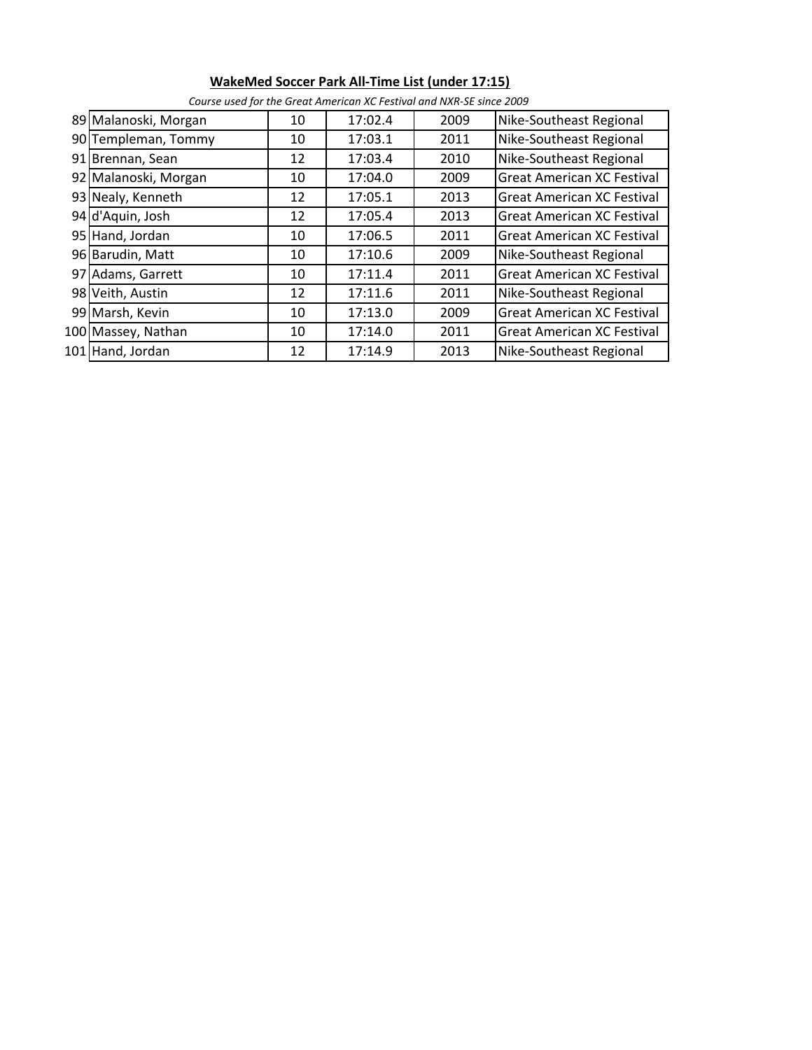**WakeMed Soccer Park All-Time List (under 17:15)**

*Course used for the Great American XC Festival and NXR-SE since 2009*

| | | | | | |
|---|---|---|---|---|---|
| 89 | Malanoski, Morgan | 10 | 17:02.4 | 2009 | Nike-Southeast Regional |
| 90 | Templeman, Tommy | 10 | 17:03.1 | 2011 | Nike-Southeast Regional |
| 91 | Brennan, Sean | 12 | 17:03.4 | 2010 | Nike-Southeast Regional |
| 92 | Malanoski, Morgan | 10 | 17:04.0 | 2009 | Great American XC Festival |
| 93 | Nealy, Kenneth | 12 | 17:05.1 | 2013 | Great American XC Festival |
| 94 | d'Aquin, Josh | 12 | 17:05.4 | 2013 | Great American XC Festival |
| 95 | Hand, Jordan | 10 | 17:06.5 | 2011 | Great American XC Festival |
| 96 | Barudin, Matt | 10 | 17:10.6 | 2009 | Nike-Southeast Regional |
| 97 | Adams, Garrett | 10 | 17:11.4 | 2011 | Great American XC Festival |
| 98 | Veith, Austin | 12 | 17:11.6 | 2011 | Nike-Southeast Regional |
| 99 | Marsh, Kevin | 10 | 17:13.0 | 2009 | Great American XC Festival |
| 100 | Massey, Nathan | 10 | 17:14.0 | 2011 | Great American XC Festival |
| 101 | Hand, Jordan | 12 | 17:14.9 | 2013 | Nike-Southeast Regional |